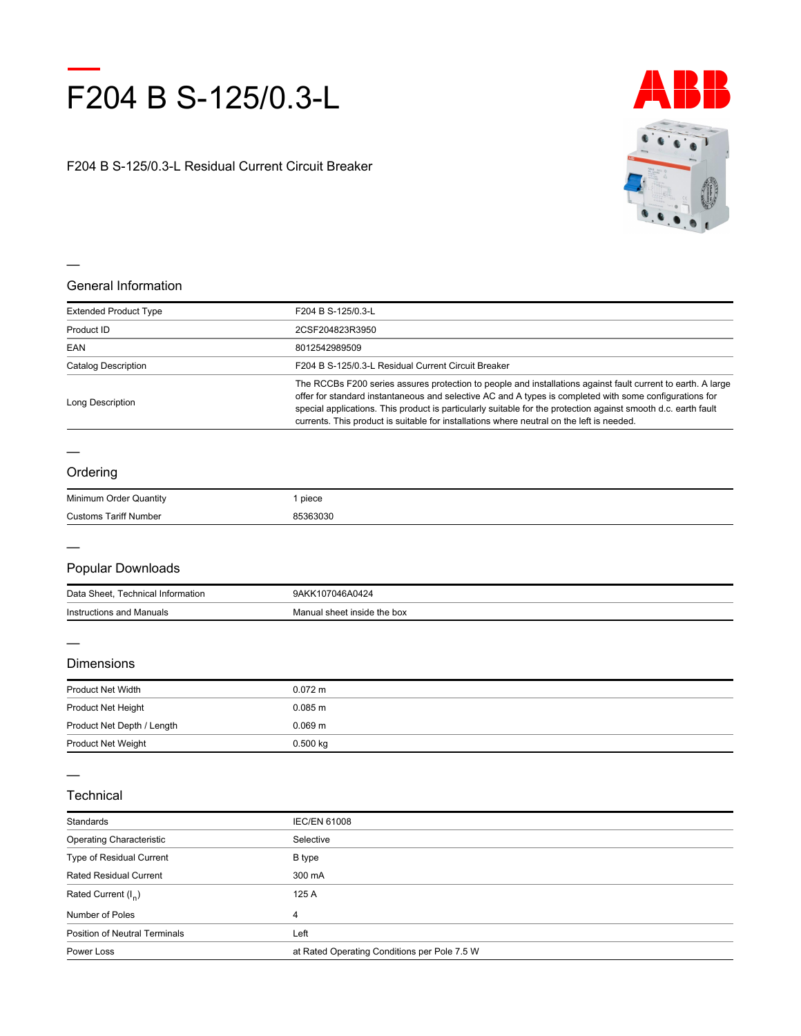# F204 B S-125/0.3-L

F204 B S-125/0.3-L Residual Current Circuit Breaker

## General Information

| | |
|---|---|
| Extended Product Type | F204 B S-125/0.3-L |
| Product ID | 2CSF204823R3950 |
| EAN | 8012542989509 |
| Catalog Description | F204 B S-125/0.3-L Residual Current Circuit Breaker |
| Long Description | The RCCBs F200 series assures protection to people and installations against fault current to earth. A large offer for standard instantaneous and selective AC and A types is completed with some configurations for special applications. This product is particularly suitable for the protection against smooth d.c. earth fault currents. This product is suitable for installations where neutral on the left is needed. |

## Ordering

| | |
|---|---|
| Minimum Order Quantity | 1 piece |
| Customs Tariff Number | 85363030 |

## Popular Downloads

| | |
|---|---|
| Data Sheet, Technical Information | 9AKK107046A0424 |
| Instructions and Manuals | Manual sheet inside the box |

## Dimensions

| | |
|---|---|
| Product Net Width | 0.072 m |
| Product Net Height | 0.085 m |
| Product Net Depth / Length | 0.069 m |
| Product Net Weight | 0.500 kg |

## Technical

| | |
|---|---|
| Standards | IEC/EN 61008 |
| Operating Characteristic | Selective |
| Type of Residual Current | B type |
| Rated Residual Current | 300 mA |
| Rated Current ($I_n$) | 125 A |
| Number of Poles | 4 |
| Position of Neutral Terminals | Left |
| Power Loss | at Rated Operating Conditions per Pole 7.5 W |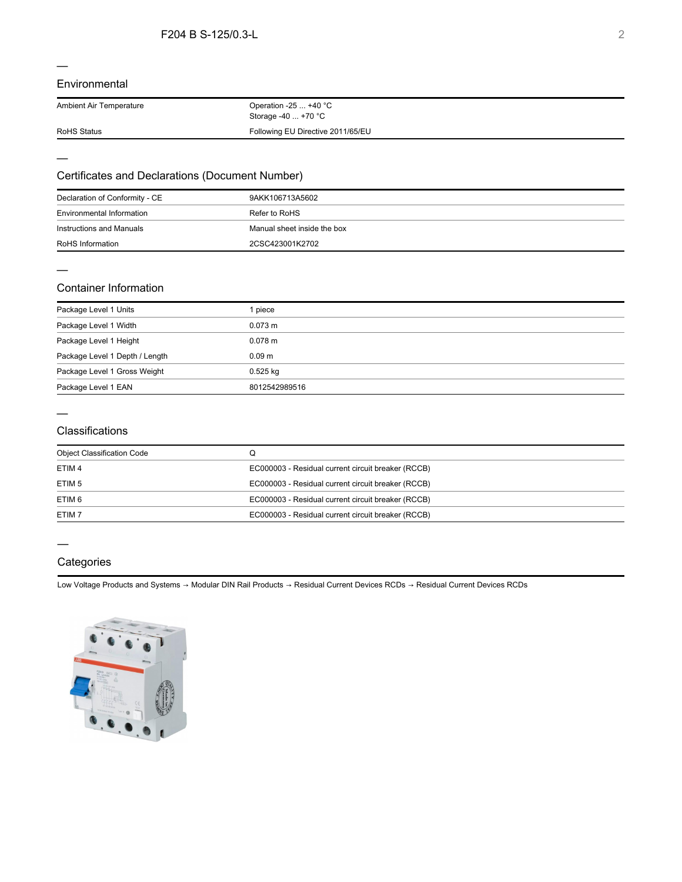## Environmental

| | |
|---|---|
| Ambient Air Temperature | Operation -25 ... +40 °C<br>Storage -40 ... +70 °C |
| RoHS Status | Following EU Directive 2011/65/EU |

## Certificates and Declarations (Document Number)

| | |
|---|---|
| Declaration of Conformity - CE | 9AKK106713A5602 |
| Environmental Information | Refer to RoHS |
| Instructions and Manuals | Manual sheet inside the box |
| RoHS Information | 2CSC423001K2702 |

## Container Information

| | |
|---|---|
| Package Level 1 Units | 1 piece |
| Package Level 1 Width | 0.073 m |
| Package Level 1 Height | 0.078 m |
| Package Level 1 Depth / Length | 0.09 m |
| Package Level 1 Gross Weight | 0.525 kg |
| Package Level 1 EAN | 8012542989516 |

## Classifications

| | |
|---|---|
| Object Classification Code | Q |
| ETIM 4 | EC000003 - Residual current circuit breaker (RCCB) |
| ETIM 5 | EC000003 - Residual current circuit breaker (RCCB) |
| ETIM 6 | EC000003 - Residual current circuit breaker (RCCB) |
| ETIM 7 | EC000003 - Residual current circuit breaker (RCCB) |

## Categories

Low Voltage Products and Systems → Modular DIN Rail Products → Residual Current Devices RCDs → Residual Current Devices RCDs